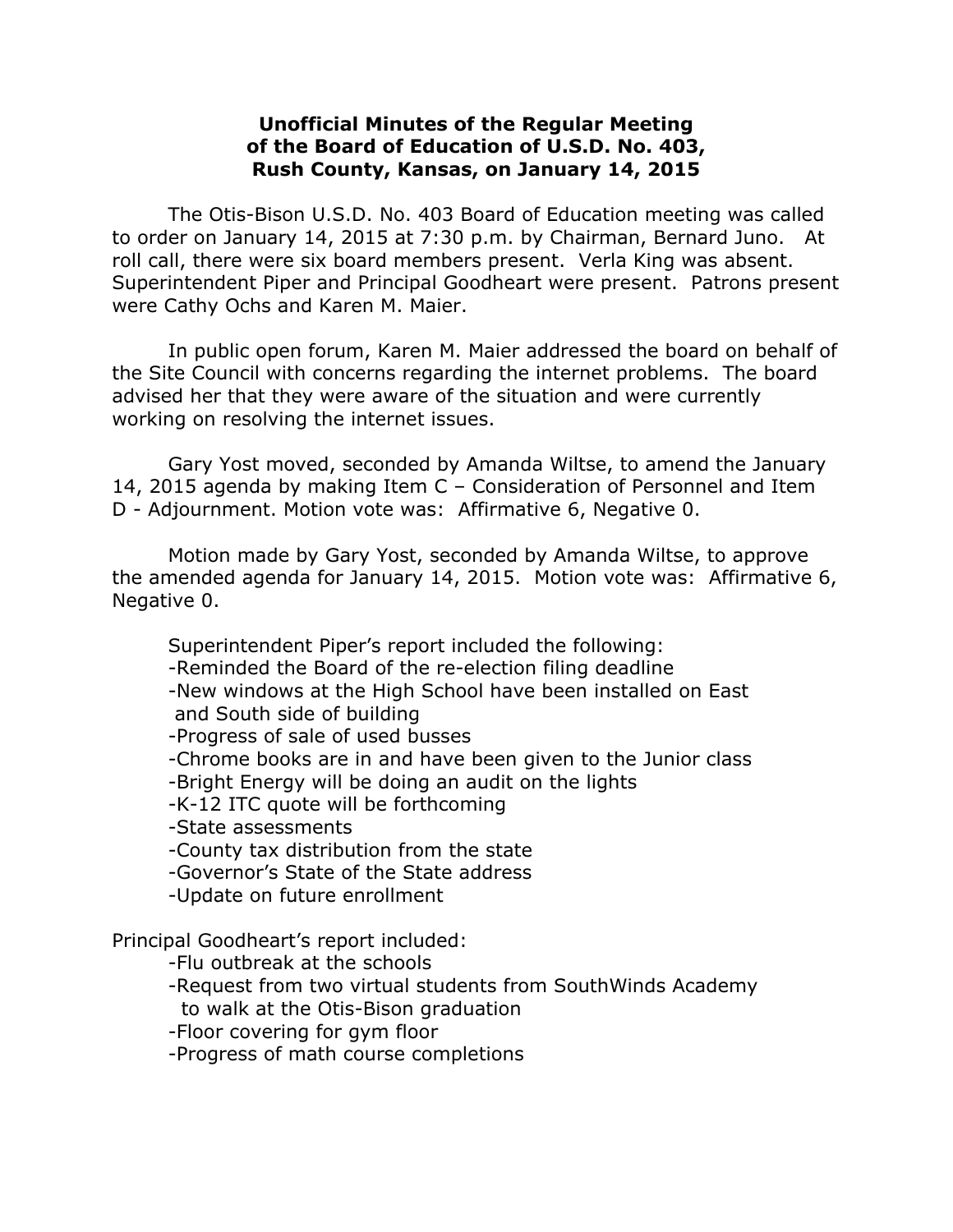# Unofficial Minutes of the Regular Meeting of the Board of Education of U.S.D. No. 403, Rush County, Kansas, on January 14, 2015

The Otis-Bison U.S.D. No. 403 Board of Education meeting was called to order on January 14, 2015 at 7:30 p.m. by Chairman, Bernard Juno. At roll call, there were six board members present. Verla King was absent. Superintendent Piper and Principal Goodheart were present. Patrons present were Cathy Ochs and Karen M. Maier.

In public open forum, Karen M. Maier addressed the board on behalf of the Site Council with concerns regarding the internet problems. The board advised her that they were aware of the situation and were currently working on resolving the internet issues.

Gary Yost moved, seconded by Amanda Wiltse, to amend the January 14, 2015 agenda by making Item C – Consideration of Personnel and Item D - Adjournment. Motion vote was: Affirmative 6, Negative 0.

Motion made by Gary Yost, seconded by Amanda Wiltse, to approve the amended agenda for January 14, 2015. Motion vote was: Affirmative 6, Negative 0.

Superintendent Piper's report included the following:

- Reminded the Board of the re-election filing deadline
- New windows at the High School have been installed on East and South side of building
- Progress of sale of used busses
- Chrome books are in and have been given to the Junior class
- Bright Energy will be doing an audit on the lights
- K-12 ITC quote will be forthcoming
- State assessments
- County tax distribution from the state
- Governor's State of the State address
- Update on future enrollment

Principal Goodheart's report included:

- Flu outbreak at the schools
- Request from two virtual students from SouthWinds Academy to walk at the Otis-Bison graduation
- Floor covering for gym floor
- Progress of math course completions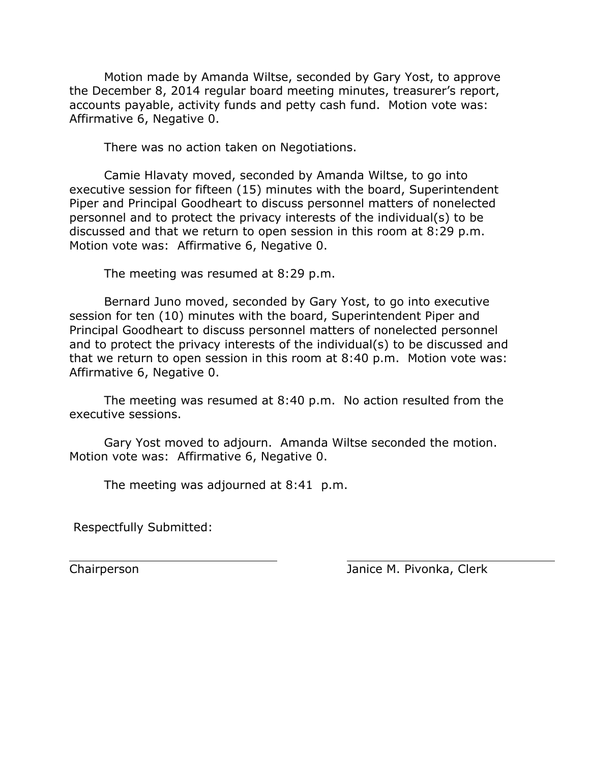Motion made by Amanda Wiltse, seconded by Gary Yost, to approve the December 8, 2014 regular board meeting minutes, treasurer's report, accounts payable, activity funds and petty cash fund. Motion vote was: Affirmative 6, Negative 0.

There was no action taken on Negotiations.

Camie Hlavaty moved, seconded by Amanda Wiltse, to go into executive session for fifteen (15) minutes with the board, Superintendent Piper and Principal Goodheart to discuss personnel matters of nonelected personnel and to protect the privacy interests of the individual(s) to be discussed and that we return to open session in this room at 8:29 p.m. Motion vote was: Affirmative 6, Negative 0.

The meeting was resumed at 8:29 p.m.

Bernard Juno moved, seconded by Gary Yost, to go into executive session for ten (10) minutes with the board, Superintendent Piper and Principal Goodheart to discuss personnel matters of nonelected personnel and to protect the privacy interests of the individual(s) to be discussed and that we return to open session in this room at 8:40 p.m. Motion vote was: Affirmative 6, Negative 0.

The meeting was resumed at 8:40 p.m. No action resulted from the executive sessions.

Gary Yost moved to adjourn. Amanda Wiltse seconded the motion. Motion vote was: Affirmative 6, Negative 0.

The meeting was adjourned at 8:41 p.m.

Respectfully Submitted:

Chairperson

Janice M. Pivonka, Clerk